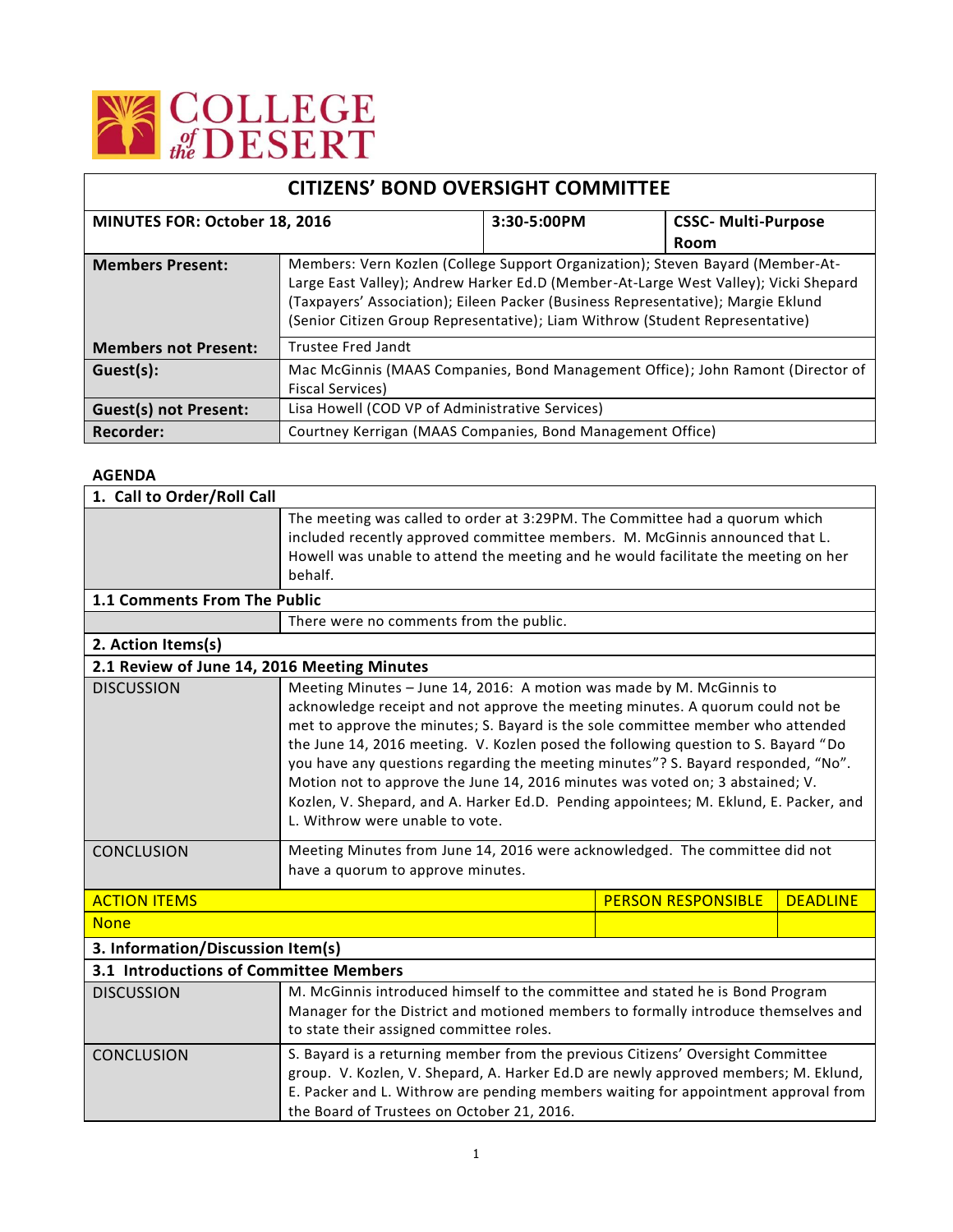COLLEGE of the DESERT

# CITIZENS' BOND OVERSIGHT COMMITTEE

| MINUTES FOR: October 18, 2016 | 3:30-5:00PM | CSSC- Multi-Purpose Room |
|---|---|---|
| **Members Present:** | Members: Vern Kozlen (College Support Organization); Steven Bayard (Member-At-Large East Valley); Andrew Harker Ed.D (Member-At-Large West Valley); Vicki Shepard (Taxpayers' Association); Eileen Packer (Business Representative); Margie Eklund (Senior Citizen Group Representative); Liam Withrow (Student Representative) | |
| **Members not Present:** | Trustee Fred Jandt | |
| **Guest(s):** | Mac McGinnis (MAAS Companies, Bond Management Office); John Ramont (Director of Fiscal Services) | |
| **Guest(s) not Present:** | Lisa Howell (COD VP of Administrative Services) | |
| **Recorder:** | Courtney Kerrigan (MAAS Companies, Bond Management Office) | |

**AGENDA**

## 1. Call to Order/Roll Call

The meeting was called to order at 3:29PM. The Committee had a quorum which included recently approved committee members. M. McGinnis announced that L. Howell was unable to attend the meeting and he would facilitate the meeting on her behalf.

## 1.1 Comments From The Public

There were no comments from the public.

## 2. Action Items(s)

### 2.1 Review of June 14, 2016 Meeting Minutes

| | |
|---|---|
| DISCUSSION | Meeting Minutes – June 14, 2016: A motion was made by M. McGinnis to acknowledge receipt and not approve the meeting minutes. A quorum could not be met to approve the minutes; S. Bayard is the sole committee member who attended the June 14, 2016 meeting. V. Kozlen posed the following question to S. Bayard "Do you have any questions regarding the meeting minutes"? S. Bayard responded, "No". Motion not to approve the June 14, 2016 minutes was voted on; 3 abstained; V. Kozlen, V. Shepard, and A. Harker Ed.D. Pending appointees; M. Eklund, E. Packer, and L. Withrow were unable to vote. |
| CONCLUSION | Meeting Minutes from June 14, 2016 were acknowledged. The committee did not have a quorum to approve minutes. |

| ACTION ITEMS | PERSON RESPONSIBLE | DEADLINE |
|---|---|---|
| None | | |

## 3. Information/Discussion Item(s)

### 3.1 Introductions of Committee Members

| | |
|---|---|
| DISCUSSION | M. McGinnis introduced himself to the committee and stated he is Bond Program Manager for the District and motioned members to formally introduce themselves and to state their assigned committee roles. |
| CONCLUSION | S. Bayard is a returning member from the previous Citizens' Oversight Committee group. V. Kozlen, V. Shepard, A. Harker Ed.D are newly approved members; M. Eklund, E. Packer and L. Withrow are pending members waiting for appointment approval from the Board of Trustees on October 21, 2016. |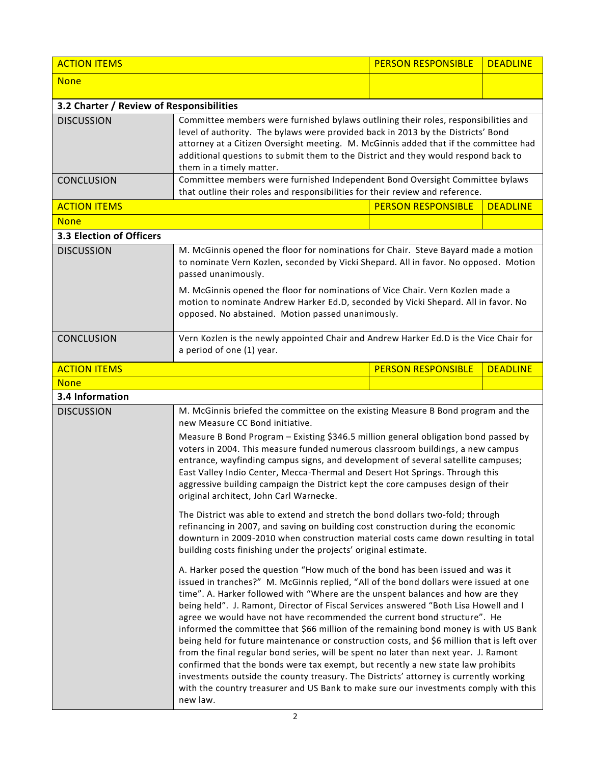| ACTION ITEMS | PERSON RESPONSIBLE | DEADLINE |
|---|---|---|
| None | | |

**3.2 Charter / Review of Responsibilities**

| | |
|---|---|
| DISCUSSION | Committee members were furnished bylaws outlining their roles, responsibilities and level of authority. The bylaws were provided back in 2013 by the Districts' Bond attorney at a Citizen Oversight meeting. M. McGinnis added that if the committee had additional questions to submit them to the District and they would respond back to them in a timely matter. |
| CONCLUSION | Committee members were furnished Independent Bond Oversight Committee bylaws that outline their roles and responsibilities for their review and reference. |

| ACTION ITEMS | PERSON RESPONSIBLE | DEADLINE |
|---|---|---|
| None | | |

**3.3 Election of Officers**

| | |
|---|---|
| DISCUSSION | M. McGinnis opened the floor for nominations for Chair. Steve Bayard made a motion to nominate Vern Kozlen, seconded by Vicki Shepard. All in favor. No opposed. Motion passed unanimously.<br><br>M. McGinnis opened the floor for nominations of Vice Chair. Vern Kozlen made a motion to nominate Andrew Harker Ed.D, seconded by Vicki Shepard. All in favor. No opposed. No abstained. Motion passed unanimously. |
| CONCLUSION | Vern Kozlen is the newly appointed Chair and Andrew Harker Ed.D is the Vice Chair for a period of one (1) year. |

| ACTION ITEMS | PERSON RESPONSIBLE | DEADLINE |
|---|---|---|
| None | | |

**3.4 Information**

| | |
|---|---|
| DISCUSSION | M. McGinnis briefed the committee on the existing Measure B Bond program and the new Measure CC Bond initiative.<br><br>Measure B Bond Program – Existing $346.5 million general obligation bond passed by voters in 2004. This measure funded numerous classroom buildings, a new campus entrance, wayfinding campus signs, and development of several satellite campuses; East Valley Indio Center, Mecca-Thermal and Desert Hot Springs. Through this aggressive building campaign the District kept the core campuses design of their original architect, John Carl Warnecke.<br><br>The District was able to extend and stretch the bond dollars two-fold; through refinancing in 2007, and saving on building cost construction during the economic downturn in 2009-2010 when construction material costs came down resulting in total building costs finishing under the projects' original estimate.<br><br>A. Harker posed the question "How much of the bond has been issued and was it issued in tranches?" M. McGinnis replied, "All of the bond dollars were issued at one time". A. Harker followed with "Where are the unspent balances and how are they being held". J. Ramont, Director of Fiscal Services answered "Both Lisa Howell and I agree we would have not have recommended the current bond structure". He informed the committee that $66 million of the remaining bond money is with US Bank being held for future maintenance or construction costs, and $6 million that is left over from the final regular bond series, will be spent no later than next year. J. Ramont confirmed that the bonds were tax exempt, but recently a new state law prohibits investments outside the county treasury. The Districts' attorney is currently working with the country treasurer and US Bank to make sure our investments comply with this new law. |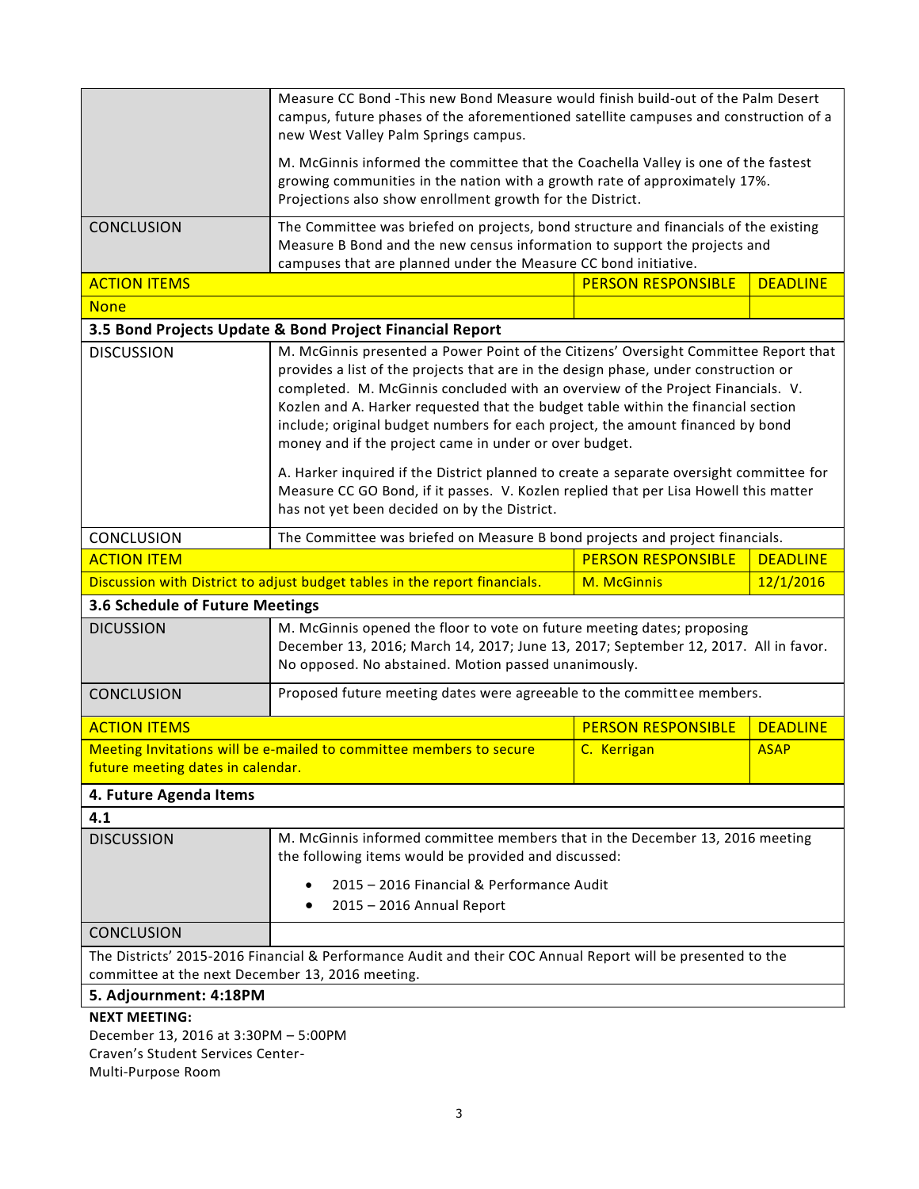| | | | |
|---|---|---|---|
| | Measure CC Bond -This new Bond Measure would finish build-out of the Palm Desert campus, future phases of the aforementioned satellite campuses and construction of a new West Valley Palm Springs campus.<br><br>M. McGinnis informed the committee that the Coachella Valley is one of the fastest growing communities in the nation with a growth rate of approximately 17%. Projections also show enrollment growth for the District. | | |
| CONCLUSION | The Committee was briefed on projects, bond structure and financials of the existing Measure B Bond and the new census information to support the projects and campuses that are planned under the Measure CC bond initiative. | | |
| ACTION ITEMS | | PERSON RESPONSIBLE | DEADLINE |
| None | | | |
| **3.5 Bond Projects Update & Bond Project Financial Report** | | | |
| DISCUSSION | M. McGinnis presented a Power Point of the Citizens' Oversight Committee Report that provides a list of the projects that are in the design phase, under construction or completed. M. McGinnis concluded with an overview of the Project Financials. V. Kozlen and A. Harker requested that the budget table within the financial section include; original budget numbers for each project, the amount financed by bond money and if the project came in under or over budget.<br><br>A. Harker inquired if the District planned to create a separate oversight committee for Measure CC GO Bond, if it passes. V. Kozlen replied that per Lisa Howell this matter has not yet been decided on by the District. | | |
| CONCLUSION | The Committee was briefed on Measure B bond projects and project financials. | | |
| ACTION ITEM | | PERSON RESPONSIBLE | DEADLINE |
| Discussion with District to adjust budget tables in the report financials. | | M. McGinnis | 12/1/2016 |
| **3.6 Schedule of Future Meetings** | | | |
| DICUSSION | M. McGinnis opened the floor to vote on future meeting dates; proposing December 13, 2016; March 14, 2017; June 13, 2017; September 12, 2017. All in favor. No opposed. No abstained. Motion passed unanimously. | | |
| CONCLUSION | Proposed future meeting dates were agreeable to the committee members. | | |
| ACTION ITEMS | | PERSON RESPONSIBLE | DEADLINE |
| Meeting Invitations will be e-mailed to committee members to secure future meeting dates in calendar. | | C. Kerrigan | ASAP |
| **4. Future Agenda Items** | | | |
| **4.1** | | | |
| DISCUSSION | M. McGinnis informed committee members that in the December 13, 2016 meeting the following items would be provided and discussed:<br><br>• 2015 – 2016 Financial & Performance Audit<br>• 2015 – 2016 Annual Report | | |
| CONCLUSION | | | |
| The Districts' 2015-2016 Financial & Performance Audit and their COC Annual Report will be presented to the committee at the next December 13, 2016 meeting. | | | |
| **5. Adjournment: 4:18PM** | | | |

**NEXT MEETING:**
December 13, 2016 at 3:30PM – 5:00PM
Craven's Student Services Center-
Multi-Purpose Room